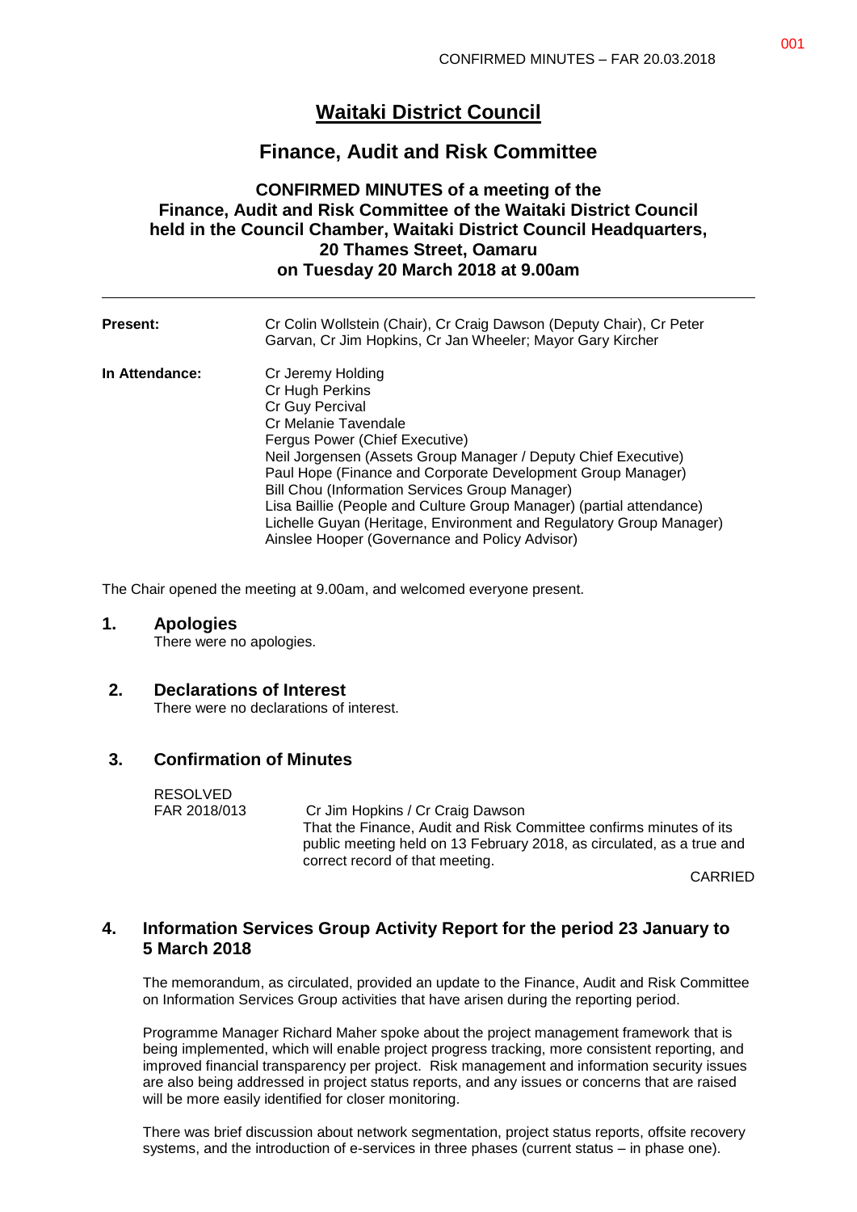# Waitaki District Council

## Finance, Audit and Risk Committee

### CONFIRMED MINUTES of a meeting of the Finance, Audit and Risk Committee of the Waitaki District Council held in the Council Chamber, Waitaki District Council Headquarters, 20 Thames Street, Oamaru on Tuesday 20 March 2018 at 9.00am

| | |
|---|---|
| **Present:** | Cr Colin Wollstein (Chair), Cr Craig Dawson (Deputy Chair), Cr Peter Garvan, Cr Jim Hopkins, Cr Jan Wheeler; Mayor Gary Kircher |
| **In Attendance:** | Cr Jeremy Holding<br>Cr Hugh Perkins<br>Cr Guy Percival<br>Cr Melanie Tavendale<br>Fergus Power (Chief Executive)<br>Neil Jorgensen (Assets Group Manager / Deputy Chief Executive)<br>Paul Hope (Finance and Corporate Development Group Manager)<br>Bill Chou (Information Services Group Manager)<br>Lisa Baillie (People and Culture Group Manager) (partial attendance)<br>Lichelle Guyan (Heritage, Environment and Regulatory Group Manager)<br>Ainslee Hooper (Governance and Policy Advisor) |

The Chair opened the meeting at 9.00am, and welcomed everyone present.

## 1. Apologies

There were no apologies.

## 2. Declarations of Interest

There were no declarations of interest.

## 3. Confirmation of Minutes

RESOLVED
FAR 2018/013 Cr Jim Hopkins / Cr Craig Dawson

That the Finance, Audit and Risk Committee confirms minutes of its public meeting held on 13 February 2018, as circulated, as a true and correct record of that meeting.

CARRIED

## 4. Information Services Group Activity Report for the period 23 January to 5 March 2018

The memorandum, as circulated, provided an update to the Finance, Audit and Risk Committee on Information Services Group activities that have arisen during the reporting period.

Programme Manager Richard Maher spoke about the project management framework that is being implemented, which will enable project progress tracking, more consistent reporting, and improved financial transparency per project. Risk management and information security issues are also being addressed in project status reports, and any issues or concerns that are raised will be more easily identified for closer monitoring.

There was brief discussion about network segmentation, project status reports, offsite recovery systems, and the introduction of e-services in three phases (current status – in phase one).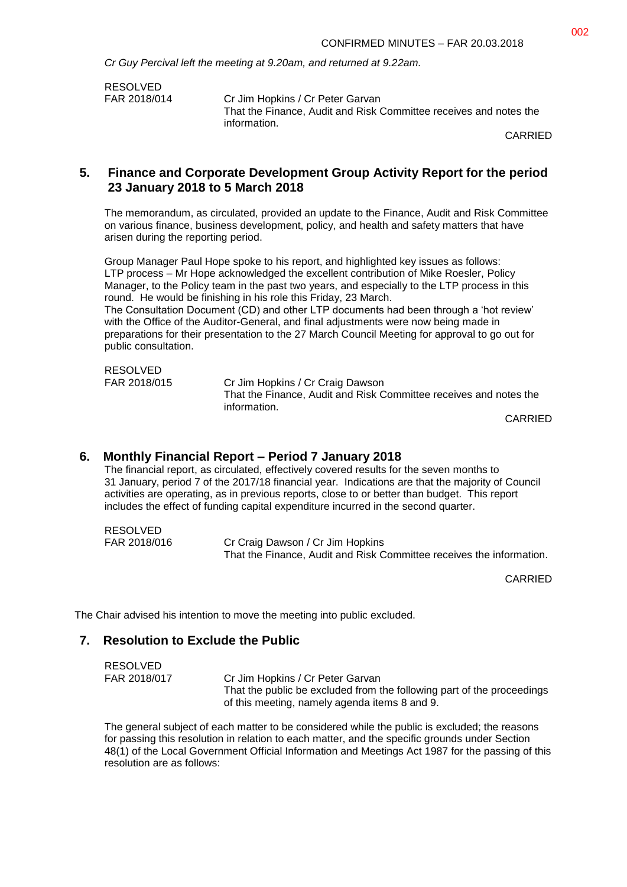*Cr Guy Percival left the meeting at 9.20am, and returned at 9.22am.*

RESOLVED
FAR 2018/014 Cr Jim Hopkins / Cr Peter Garvan
That the Finance, Audit and Risk Committee receives and notes the information.

CARRIED

## 5. Finance and Corporate Development Group Activity Report for the period 23 January 2018 to 5 March 2018

The memorandum, as circulated, provided an update to the Finance, Audit and Risk Committee on various finance, business development, policy, and health and safety matters that have arisen during the reporting period.

Group Manager Paul Hope spoke to his report, and highlighted key issues as follows:
LTP process – Mr Hope acknowledged the excellent contribution of Mike Roesler, Policy Manager, to the Policy team in the past two years, and especially to the LTP process in this round. He would be finishing in his role this Friday, 23 March.
The Consultation Document (CD) and other LTP documents had been through a 'hot review' with the Office of the Auditor-General, and final adjustments were now being made in preparations for their presentation to the 27 March Council Meeting for approval to go out for public consultation.

RESOLVED
FAR 2018/015 Cr Jim Hopkins / Cr Craig Dawson
That the Finance, Audit and Risk Committee receives and notes the information.

CARRIED

## 6. Monthly Financial Report – Period 7 January 2018

The financial report, as circulated, effectively covered results for the seven months to 31 January, period 7 of the 2017/18 financial year. Indications are that the majority of Council activities are operating, as in previous reports, close to or better than budget. This report includes the effect of funding capital expenditure incurred in the second quarter.

RESOLVED
FAR 2018/016 Cr Craig Dawson / Cr Jim Hopkins
That the Finance, Audit and Risk Committee receives the information.

CARRIED

The Chair advised his intention to move the meeting into public excluded.

## 7. Resolution to Exclude the Public

RESOLVED
FAR 2018/017 Cr Jim Hopkins / Cr Peter Garvan
That the public be excluded from the following part of the proceedings of this meeting, namely agenda items 8 and 9.

The general subject of each matter to be considered while the public is excluded; the reasons for passing this resolution in relation to each matter, and the specific grounds under Section 48(1) of the Local Government Official Information and Meetings Act 1987 for the passing of this resolution are as follows: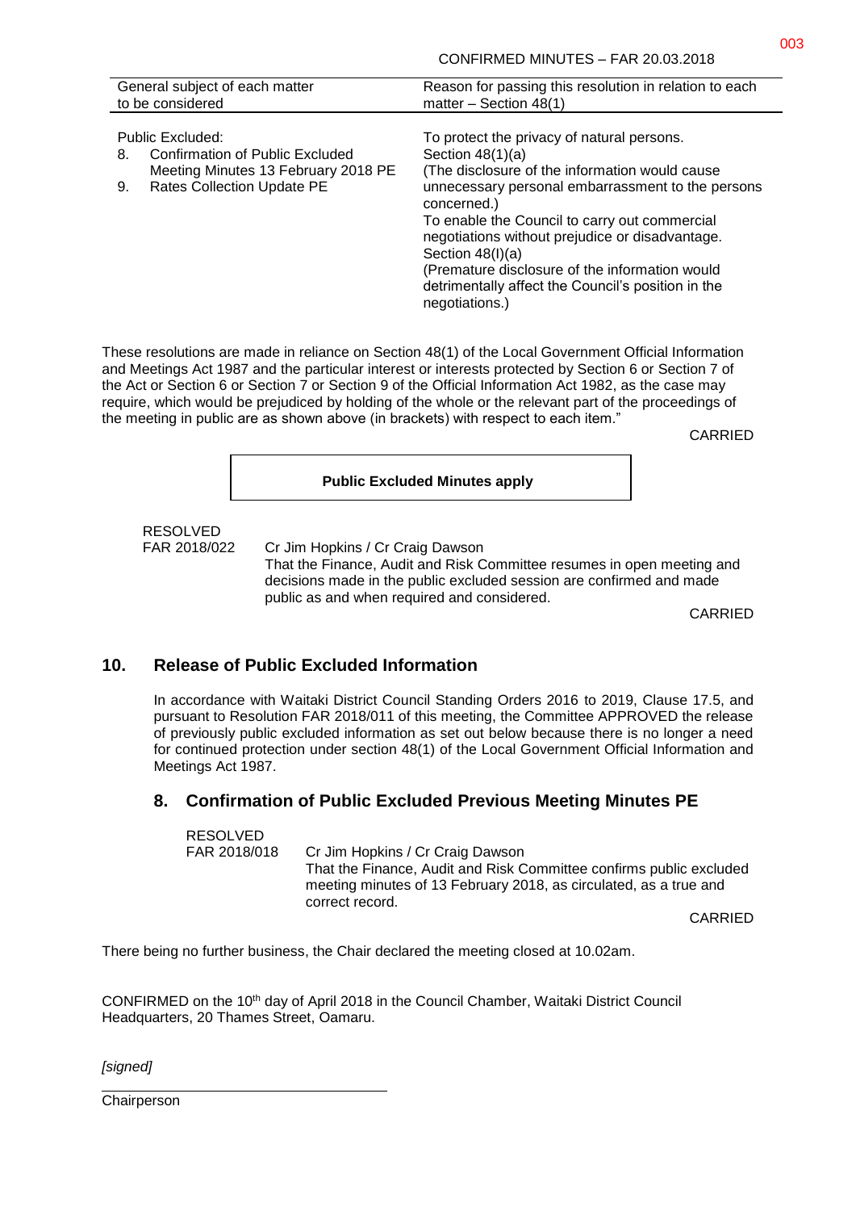| General subject of each matter to be considered | Reason for passing this resolution in relation to each matter – Section 48(1) |
| --- | --- |
| Public Excluded:<br>8. Confirmation of Public Excluded Meeting Minutes 13 February 2018 PE<br>9. Rates Collection Update PE | To protect the privacy of natural persons. Section 48(1)(a)<br>(The disclosure of the information would cause unnecessary personal embarrassment to the persons concerned.)<br>To enable the Council to carry out commercial negotiations without prejudice or disadvantage. Section 48(I)(a)<br>(Premature disclosure of the information would detrimentally affect the Council's position in the negotiations.) |

These resolutions are made in reliance on Section 48(1) of the Local Government Official Information and Meetings Act 1987 and the particular interest or interests protected by Section 6 or Section 7 of the Act or Section 6 or Section 7 or Section 9 of the Official Information Act 1982, as the case may require, which would be prejudiced by holding of the whole or the relevant part of the proceedings of the meeting in public are as shown above (in brackets) with respect to each item."

CARRIED

**Public Excluded Minutes apply**

RESOLVED
FAR 2018/022 Cr Jim Hopkins / Cr Craig Dawson
That the Finance, Audit and Risk Committee resumes in open meeting and decisions made in the public excluded session are confirmed and made public as and when required and considered.

CARRIED

## 10. Release of Public Excluded Information

In accordance with Waitaki District Council Standing Orders 2016 to 2019, Clause 17.5, and pursuant to Resolution FAR 2018/011 of this meeting, the Committee APPROVED the release of previously public excluded information as set out below because there is no longer a need for continued protection under section 48(1) of the Local Government Official Information and Meetings Act 1987.

### 8. Confirmation of Public Excluded Previous Meeting Minutes PE

RESOLVED
FAR 2018/018 Cr Jim Hopkins / Cr Craig Dawson
That the Finance, Audit and Risk Committee confirms public excluded meeting minutes of 13 February 2018, as circulated, as a true and correct record.

CARRIED

There being no further business, the Chair declared the meeting closed at 10.02am.

CONFIRMED on the 10th day of April 2018 in the Council Chamber, Waitaki District Council Headquarters, 20 Thames Street, Oamaru.

*[signed]*

Chairperson